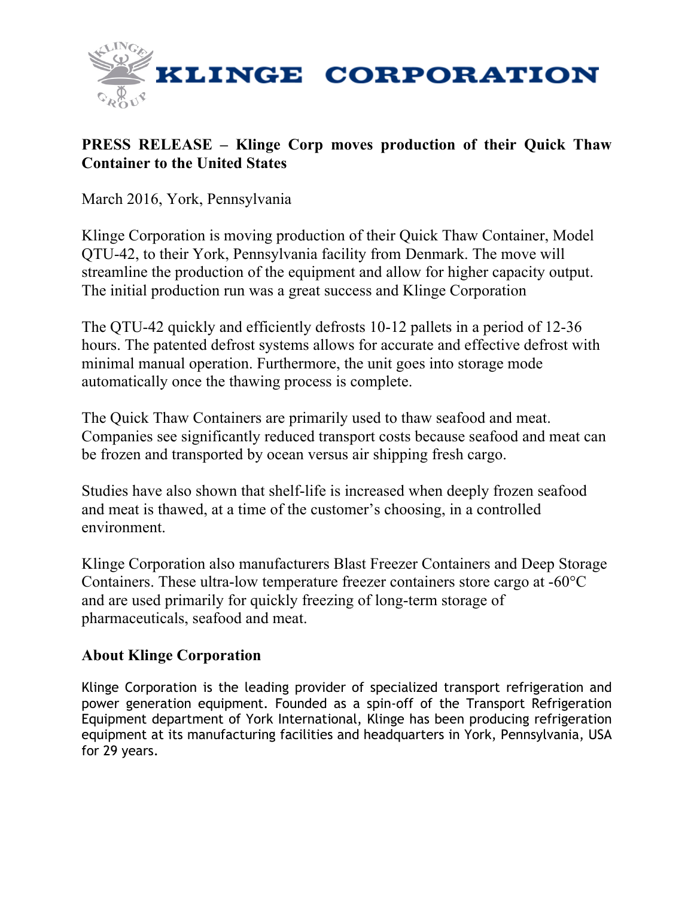# KLINGE CORPORATION

**PRESS RELEASE – Klinge Corp moves production of their Quick Thaw Container to the United States**

March 2016, York, Pennsylvania

Klinge Corporation is moving production of their Quick Thaw Container, Model QTU-42, to their York, Pennsylvania facility from Denmark. The move will streamline the production of the equipment and allow for higher capacity output. The initial production run was a great success and Klinge Corporation

The QTU-42 quickly and efficiently defrosts 10-12 pallets in a period of 12-36 hours. The patented defrost systems allows for accurate and effective defrost with minimal manual operation. Furthermore, the unit goes into storage mode automatically once the thawing process is complete.

The Quick Thaw Containers are primarily used to thaw seafood and meat. Companies see significantly reduced transport costs because seafood and meat can be frozen and transported by ocean versus air shipping fresh cargo.

Studies have also shown that shelf-life is increased when deeply frozen seafood and meat is thawed, at a time of the customer's choosing, in a controlled environment.

Klinge Corporation also manufacturers Blast Freezer Containers and Deep Storage Containers. These ultra-low temperature freezer containers store cargo at -60°C and are used primarily for quickly freezing of long-term storage of pharmaceuticals, seafood and meat.

## About Klinge Corporation

Klinge Corporation is the leading provider of specialized transport refrigeration and power generation equipment. Founded as a spin-off of the Transport Refrigeration Equipment department of York International, Klinge has been producing refrigeration equipment at its manufacturing facilities and headquarters in York, Pennsylvania, USA for 29 years.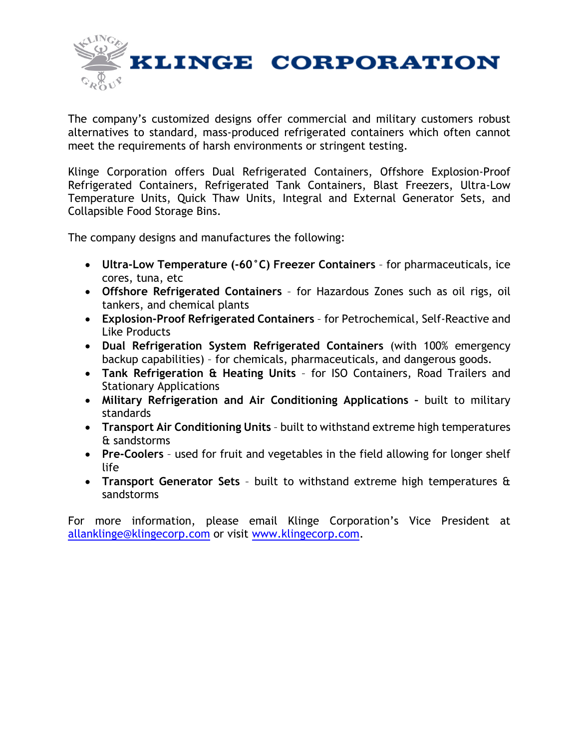# KLINGE CORPORATION

The company's customized designs offer commercial and military customers robust alternatives to standard, mass-produced refrigerated containers which often cannot meet the requirements of harsh environments or stringent testing.

Klinge Corporation offers Dual Refrigerated Containers, Offshore Explosion-Proof Refrigerated Containers, Refrigerated Tank Containers, Blast Freezers, Ultra-Low Temperature Units, Quick Thaw Units, Integral and External Generator Sets, and Collapsible Food Storage Bins.

The company designs and manufactures the following:

- **Ultra-Low Temperature (-60˚C) Freezer Containers** – for pharmaceuticals, ice cores, tuna, etc
- **Offshore Refrigerated Containers** – for Hazardous Zones such as oil rigs, oil tankers, and chemical plants
- **Explosion-Proof Refrigerated Containers** – for Petrochemical, Self-Reactive and Like Products
- **Dual Refrigeration System Refrigerated Containers** (with 100% emergency backup capabilities) – for chemicals, pharmaceuticals, and dangerous goods.
- **Tank Refrigeration & Heating Units** – for ISO Containers, Road Trailers and Stationary Applications
- **Military Refrigeration and Air Conditioning Applications –** built to military standards
- **Transport Air Conditioning Units** – built to withstand extreme high temperatures & sandstorms
- **Pre-Coolers** – used for fruit and vegetables in the field allowing for longer shelf life
- **Transport Generator Sets** – built to withstand extreme high temperatures & sandstorms

For more information, please email Klinge Corporation's Vice President at allanklinge@klingecorp.com or visit www.klingecorp.com.